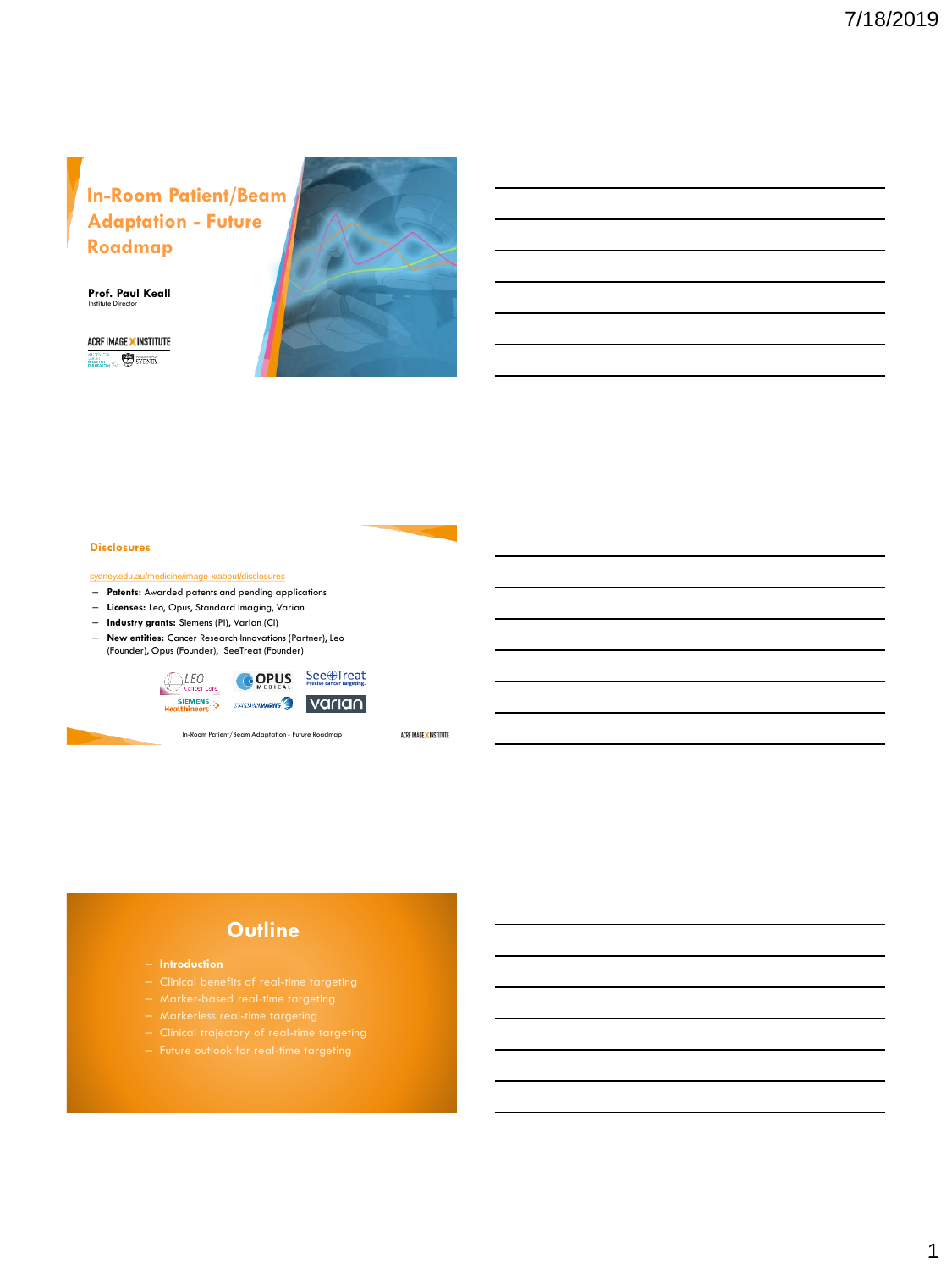# In-Room Patient/Beam Adaptation - Future Roadmap

**Prof. Paul Keall**
Institute Director

ACRF IMAGE X INSTITUTE

## Disclosures

sydney.edu.au/medicine/image-x/about/disclosures

- **Patents:** Awarded patents and pending applications
- **Licenses:** Leo, Opus, Standard Imaging, Varian
- **Industry grants:** Siemens (PI), Varian (CI)
- **New entities:** Cancer Research Innovations (Partner), Leo (Founder), Opus (Founder), SeeTreat (Founder)

In-Room Patient/Beam Adaptation - Future Roadmap

## Outline

- **Introduction**
- Clinical benefits of real-time targeting
- Marker-based real-time targeting
- Markerless real-time targeting
- Clinical trajectory of real-time targeting
- Future outlook for real-time targeting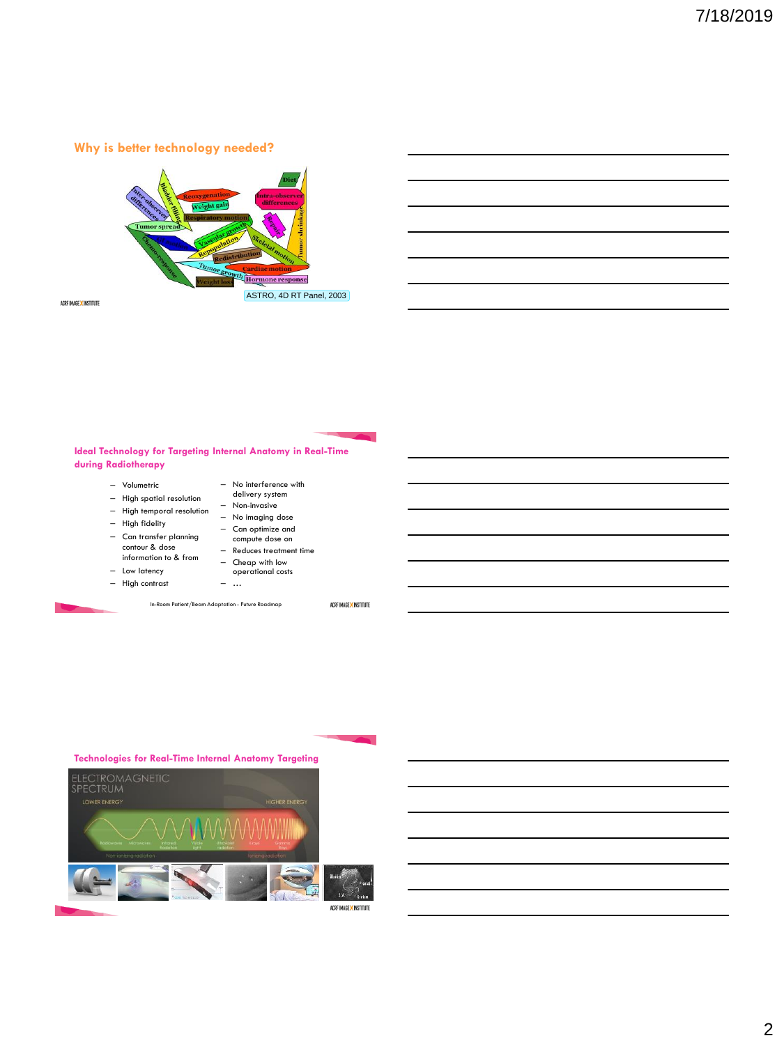## Why is better technology needed?

ASTRO, 4D RT Panel, 2003

## Ideal Technology for Targeting Internal Anatomy in Real-Time during Radiotherapy

- Volumetric
- High spatial resolution
- High temporal resolution
- High fidelity
- Can transfer planning contour & dose information to & from
- Low latency
- High contrast
- No interference with delivery system
- Non-invasive
- No imaging dose
- Can optimize and compute dose on
- Reduces treatment time
- Cheap with low operational costs
- …

In-Room Patient/Beam Adaptation - Future Roadmap

## Technologies for Real-Time Internal Anatomy Targeting

ELECTROMAGNETIC SPECTRUM

LOWER ENERGY — HIGHER ENERGY

Radiowave, Microwave, Infrared Radiation, Visible light, Ultraviolet radiation, X-rays, Gamma Rays

Non-ionizing radiation — Ionizing radiation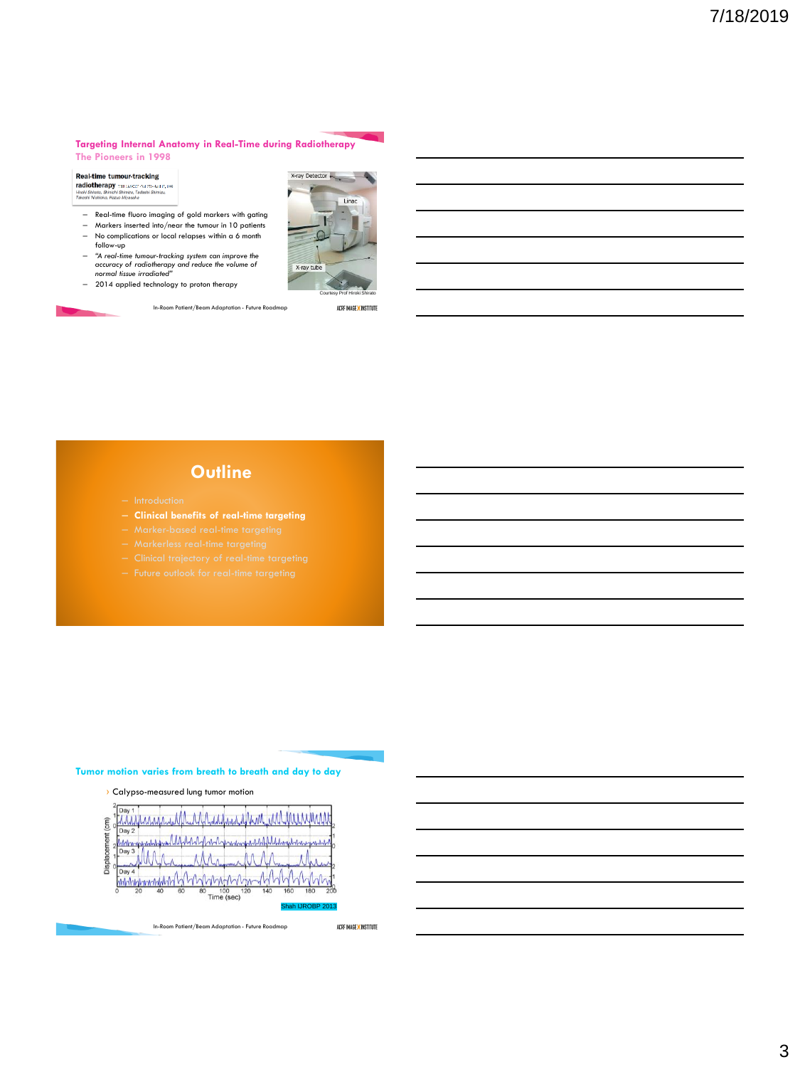## Targeting Internal Anatomy in Real-Time during Radiotherapy

### The Pioneers in 1998

**Real-time tumour-tracking radiotherapy**

*Hiroki Shirato, Shinichi Shimizu, Tadashi Shimizu, Takeshi Nishioka, Kazuo Miyasaka*

- Real-time fluoro imaging of gold markers with gating
- Markers inserted into/near the tumour in 10 patients
- No complications or local relapses within a 6 month follow-up
- *"A real-time tumour-tracking system can improve the accuracy of radiotherapy and reduce the volume of normal tissue irradiated"*
- 2014 applied technology to proton therapy

X-ray Detector

Linac

X-ray tube

Courtesy Prof Hiroki Shirato

In-Room Patient/Beam Adaptation - Future Roadmap

ACRF IMAGE X INSTITUTE

---

## Outline

- Introduction
- **Clinical benefits of real-time targeting**
- Marker-based real-time targeting
- Markerless real-time targeting
- Clinical trajectory of real-time targeting
- Future outlook for real-time targeting

---

## Tumor motion varies from breath to breath and day to day

› Calypso-measured lung tumor motion

Day 1, Day 2, Day 3, Day 4

Displacement (cm)

Time (sec)

Shah IJROBP 2013

In-Room Patient/Beam Adaptation - Future Roadmap

ACRF IMAGE X INSTITUTE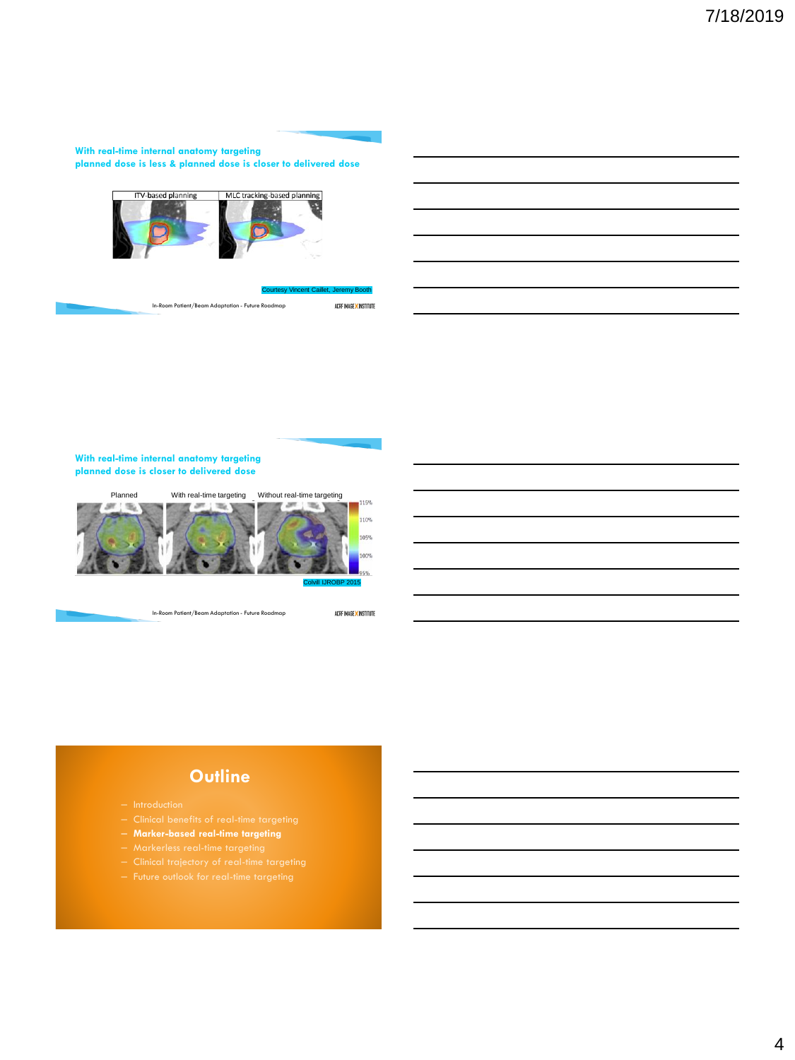## With real-time internal anatomy targeting planned dose is less & planned dose is closer to delivered dose

| ITV-based planning | MLC tracking-based planning |
|---|---|

Courtesy Vincent Caillet, Jeremy Booth

In-Room Patient/Beam Adaptation - Future Roadmap

ACRF IMAGE X INSTITUTE

## With real-time internal anatomy targeting planned dose is closer to delivered dose

| Planned | With real-time targeting | Without real-time targeting |
|---|---|---|

115%

110%

105%

100%

95%

Colvill IJROBP 2015

In-Room Patient/Beam Adaptation - Future Roadmap

ACRF IMAGE X INSTITUTE

## Outline

- Introduction
- Clinical benefits of real-time targeting
- **Marker-based real-time targeting**
- Markerless real-time targeting
- Clinical trajectory of real-time targeting
- Future outlook for real-time targeting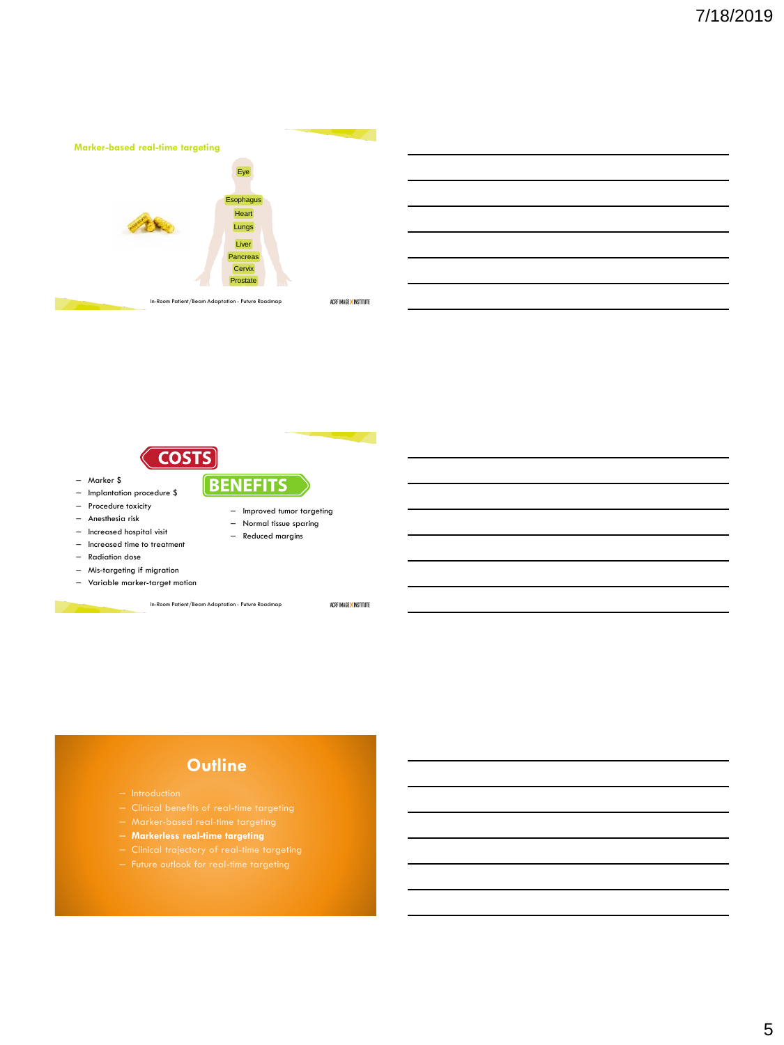## Marker-based real-time targeting

Eye

Esophagus

Heart

Lungs

Liver

Pancreas

Cervix

Prostate

In-Room Patient/Beam Adaptation - Future Roadmap

ACRF IMAGE X INSTITUTE

---

**COSTS**

- Marker $
- Implantation procedure $
- Procedure toxicity
- Anesthesia risk
- Increased hospital visit
- Increased time to treatment
- Radiation dose
- Mis-targeting if migration
- Variable marker-target motion

**BENEFITS**

- Improved tumor targeting
- Normal tissue sparing
- Reduced margins

In-Room Patient/Beam Adaptation - Future Roadmap

ACRF IMAGE X INSTITUTE

---

## Outline

- Introduction
- Clinical benefits of real-time targeting
- Marker-based real-time targeting
- **Markerless real-time targeting**
- Clinical trajectory of real-time targeting
- Future outlook for real-time targeting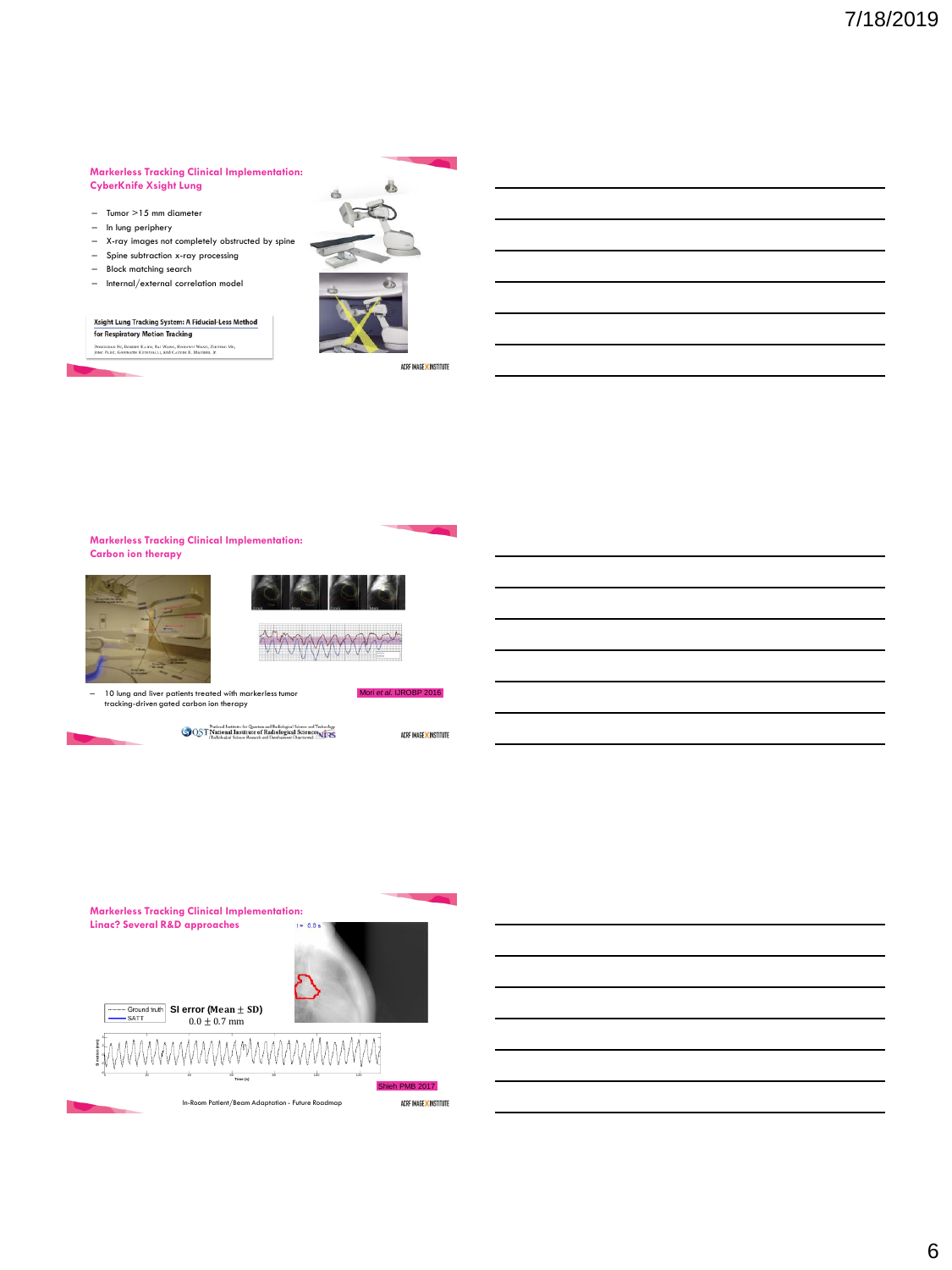## Markerless Tracking Clinical Implementation: CyberKnife Xsight Lung

- Tumor >15 mm diameter
- In lung periphery
- X-ray images not completely obstructed by spine
- Spine subtraction x-ray processing
- Block matching search
- Internal/external correlation model

Xsight Lung Tracking System: A Fiducial-Less Method for Respiratory Motion Tracking

## Markerless Tracking Clinical Implementation: Carbon ion therapy

- 10 lung and liver patients treated with markerless tumor tracking-driven gated carbon ion therapy

Mori *et al*, IJROBP 2016

## Markerless Tracking Clinical Implementation: Linac? Several R&D approaches

SI error (Mean ± SD)
0.0 ± 0.7 mm

Shieh PMB 2017

In-Room Patient/Beam Adaptation - Future Roadmap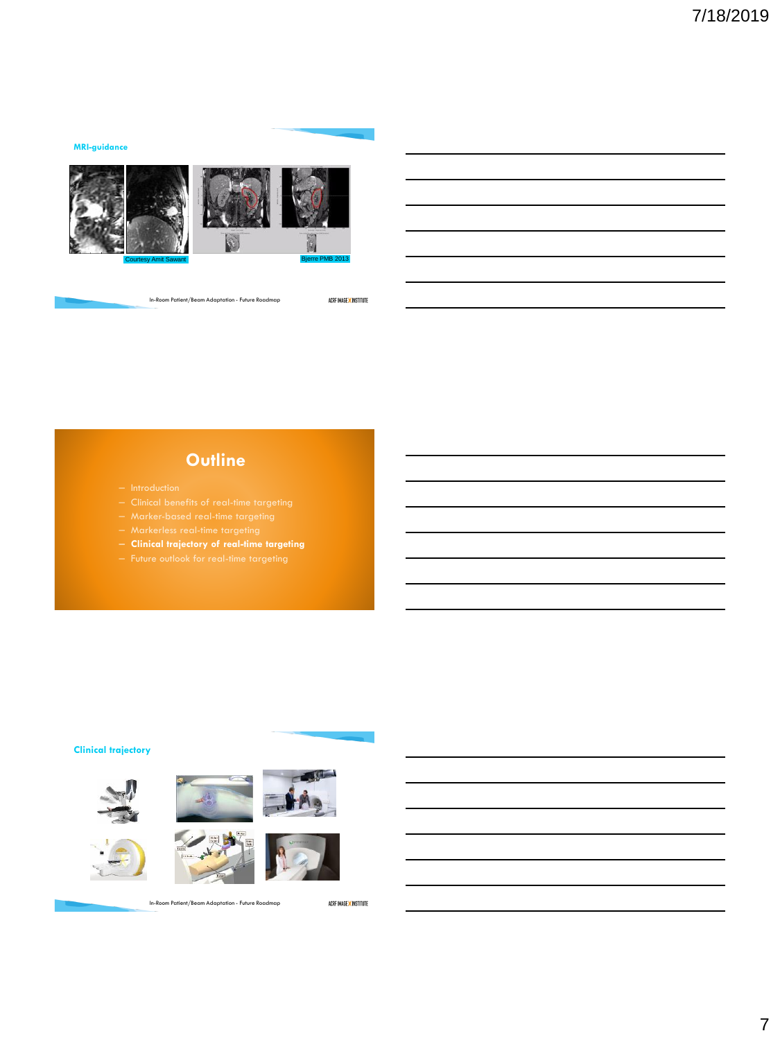## MRI-guidance

Courtesy Amit Sawant

Bjerre PMB 2013

In-Room Patient/Beam Adaptation - Future Roadmap

## Outline

- Introduction
- Clinical benefits of real-time targeting
- Marker-based real-time targeting
- Markerless real-time targeting
- **Clinical trajectory of real-time targeting**
- Future outlook for real-time targeting

## Clinical trajectory

In-Room Patient/Beam Adaptation - Future Roadmap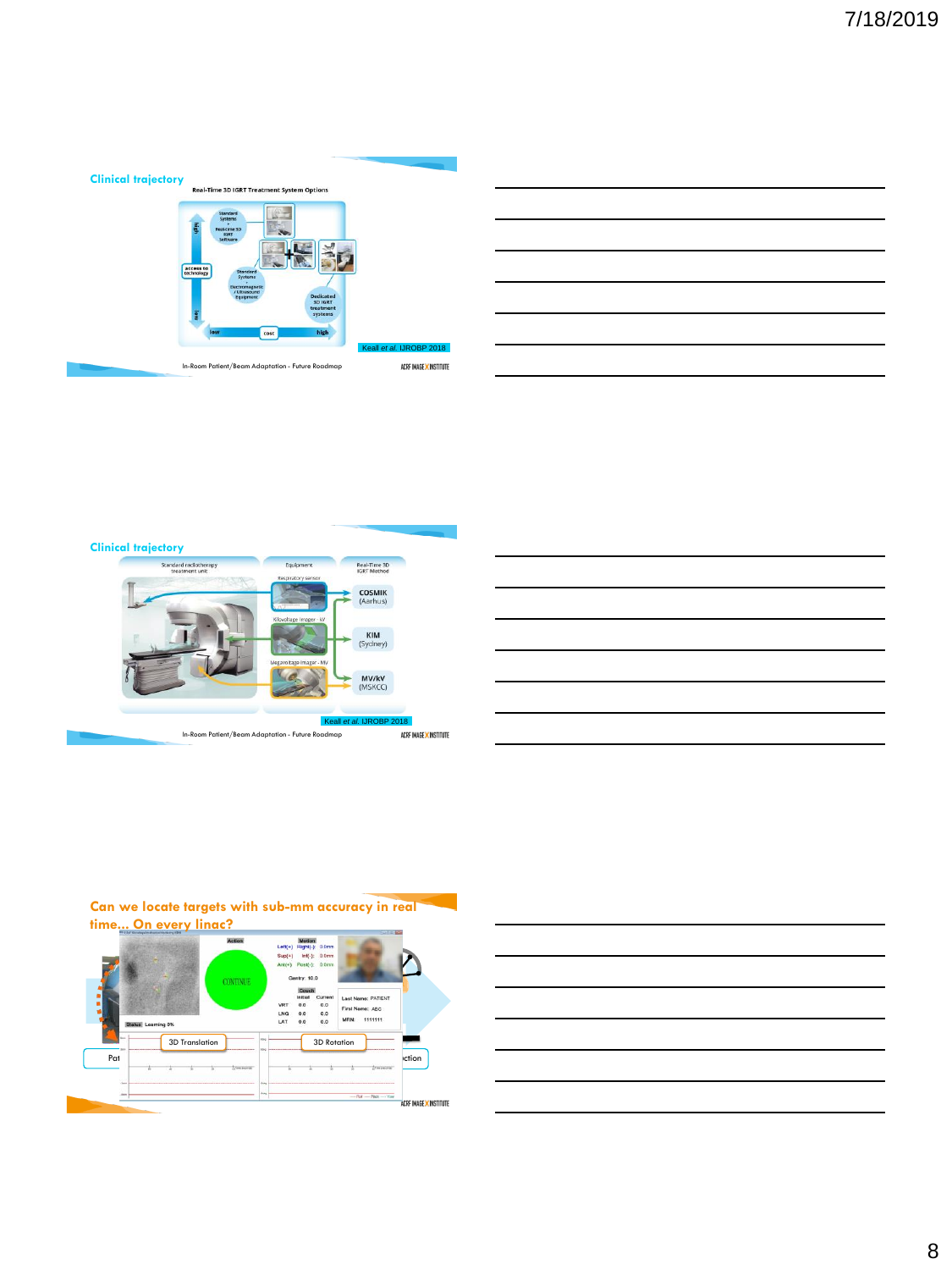## Clinical trajectory

Real-Time 3D IGRT Treatment System Options

Standard Systems + Realtime 3D IGRT Software

Standard Systems + Electromagnetic / Ultrasound Equipment

Dedicated 3D IGRT treatment systems

access to technology: high / low

cost: low / high

Keall *et al.* IJROBP 2018

In-Room Patient/Beam Adaptation - Future Roadmap

ACRF IMAGE X INSTITUTE

## Clinical trajectory

| Standard radiotherapy treatment unit | Equipment | Real-Time 3D IGRT Method |
|---|---|---|
| | Respiratory sensor | COSMIK (Aarhus) |
| | Kilovoltage imager - kV | KIM (Sydney) |
| | Megavoltage imager - MV | MV/kV (MSKCC) |

Keall *et al.* IJROBP 2018

In-Room Patient/Beam Adaptation - Future Roadmap

ACRF IMAGE X INSTITUTE

## Can we locate targets with sub-mm accuracy in real time… On every linac?

CONTINUE

3D Translation

3D Rotation

ACRF IMAGE X INSTITUTE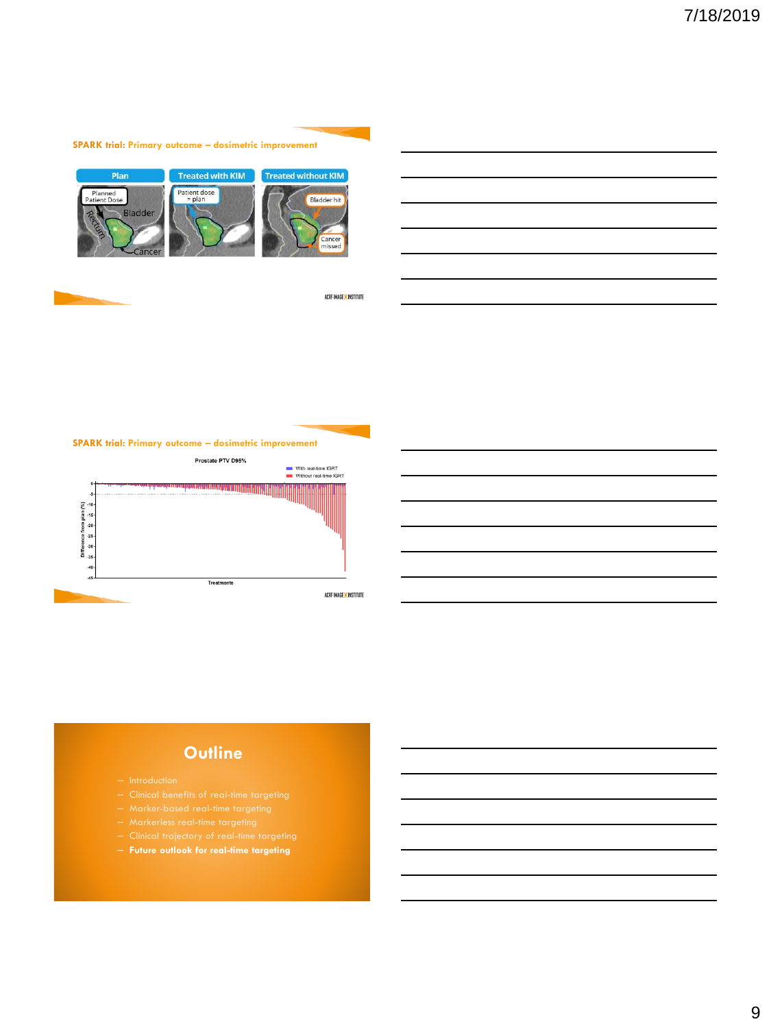## SPARK trial: Primary outcome – dosimetric improvement

| Plan | Treated with KIM | Treated without KIM |
| --- | --- | --- |
| Planned Patient Dose; Bladder; Rectum; Cancer | Patient dose = plan | Bladder hit; Cancer missed |

ACRF IMAGE X INSTITUTE

## SPARK trial: Primary outcome – dosimetric improvement

Prostate PTV D95%

- With real-time IGRT
- Without real-time IGRT

Difference from plan (%)

Treatments

ACRF IMAGE X INSTITUTE

# Outline

- Introduction
- Clinical benefits of real-time targeting
- Marker-based real-time targeting
- Markerless real-time targeting
- Clinical trajectory of real-time targeting
- **Future outlook for real-time targeting**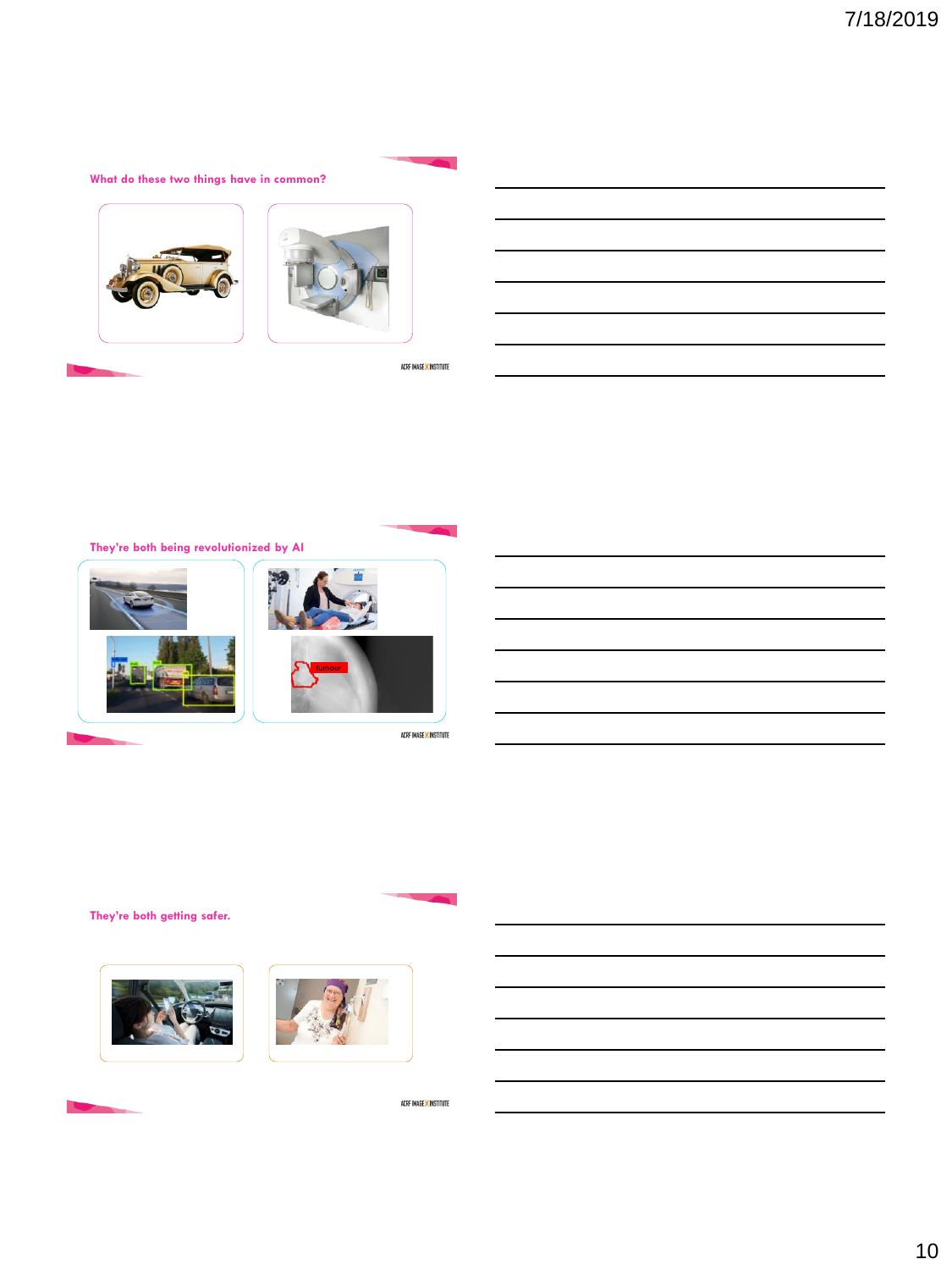## What do these two things have in common?

ACRF IMAGE X INSTITUTE

## They're both being revolutionized by AI

Tumour

ACRF IMAGE X INSTITUTE

## They're both getting safer.

ACRF IMAGE X INSTITUTE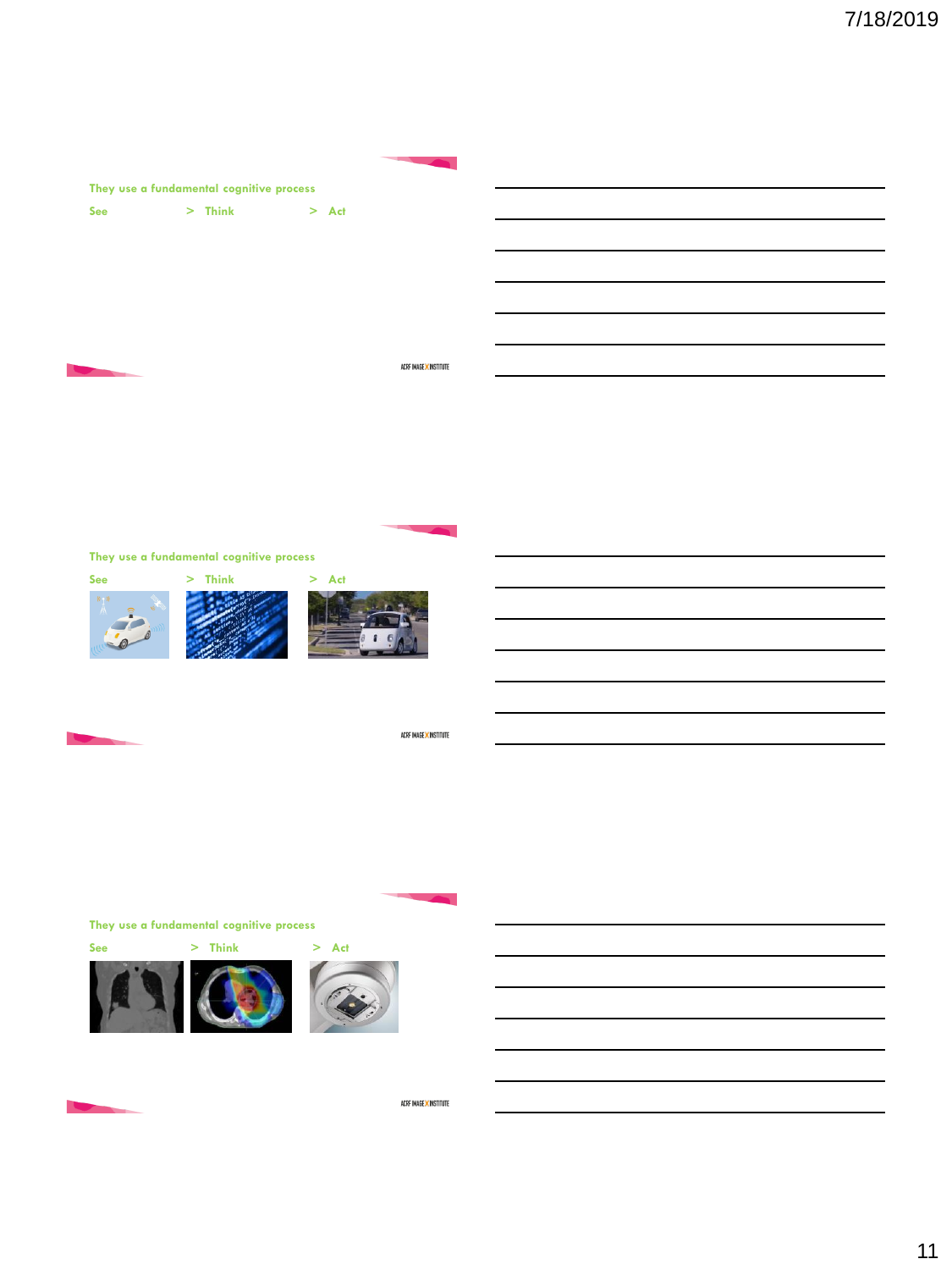They use a fundamental cognitive process

See > Think > Act

---

They use a fundamental cognitive process

See > Think > Act

---

They use a fundamental cognitive process

See > Think > Act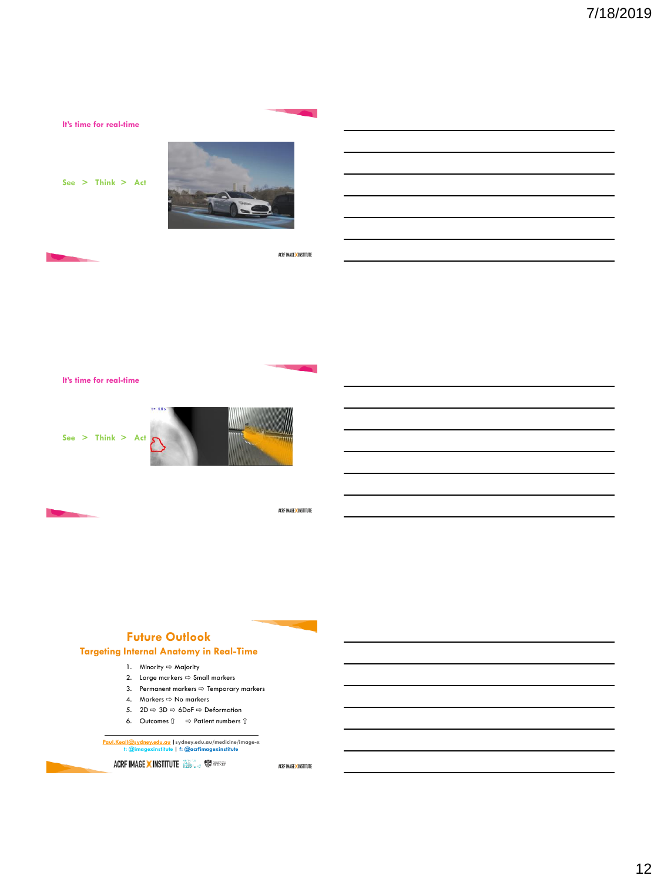## It's time for real-time

See > Think > Act

ACRF IMAGE X INSTITUTE

## It's time for real-time

See > Think > Act

ACRF IMAGE X INSTITUTE

# Future Outlook

## Targeting Internal Anatomy in Real-Time

1. Minority ⇨ Majority
2. Large markers ⇨ Small markers
3. Permanent markers ⇨ Temporary markers
4. Markers ⇨ No markers
5. 2D ⇨ 3D ⇨ 6DoF ⇨ Deformation
6. Outcomes ⇧ ⇨ Patient numbers ⇧

Paul.Keall@sydney.edu.au | sydney.edu.au/medicine/image-x
t: @imagexinstitute | f: @acrfimagexinstitute

ACRF IMAGE X INSTITUTE

ACRF IMAGE X INSTITUTE